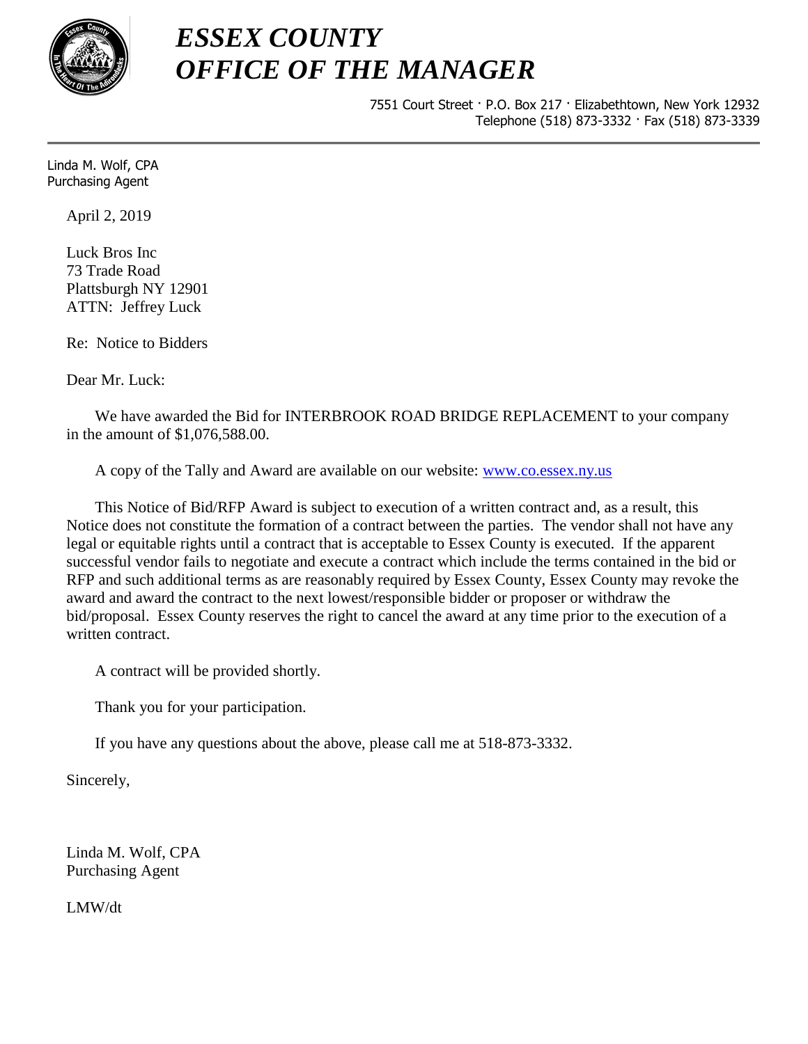# *ESSEX COUNTY*
# *OFFICE OF THE MANAGER*

7551 Court Street · P.O. Box 217 · Elizabethtown, New York 12932
Telephone (518) 873-3332 · Fax (518) 873-3339

---

Linda M. Wolf, CPA
Purchasing Agent

April 2, 2019

Luck Bros Inc
73 Trade Road
Plattsburgh NY 12901
ATTN: Jeffrey Luck

Re: Notice to Bidders

Dear Mr. Luck:

We have awarded the Bid for INTERBROOK ROAD BRIDGE REPLACEMENT to your company in the amount of $1,076,588.00.

A copy of the Tally and Award are available on our website: [www.co.essex.ny.us](http://www.co.essex.ny.us)

This Notice of Bid/RFP Award is subject to execution of a written contract and, as a result, this Notice does not constitute the formation of a contract between the parties. The vendor shall not have any legal or equitable rights until a contract that is acceptable to Essex County is executed. If the apparent successful vendor fails to negotiate and execute a contract which include the terms contained in the bid or RFP and such additional terms as are reasonably required by Essex County, Essex County may revoke the award and award the contract to the next lowest/responsible bidder or proposer or withdraw the bid/proposal. Essex County reserves the right to cancel the award at any time prior to the execution of a written contract.

A contract will be provided shortly.

Thank you for your participation.

If you have any questions about the above, please call me at 518-873-3332.

Sincerely,

Linda M. Wolf, CPA
Purchasing Agent

LMW/dt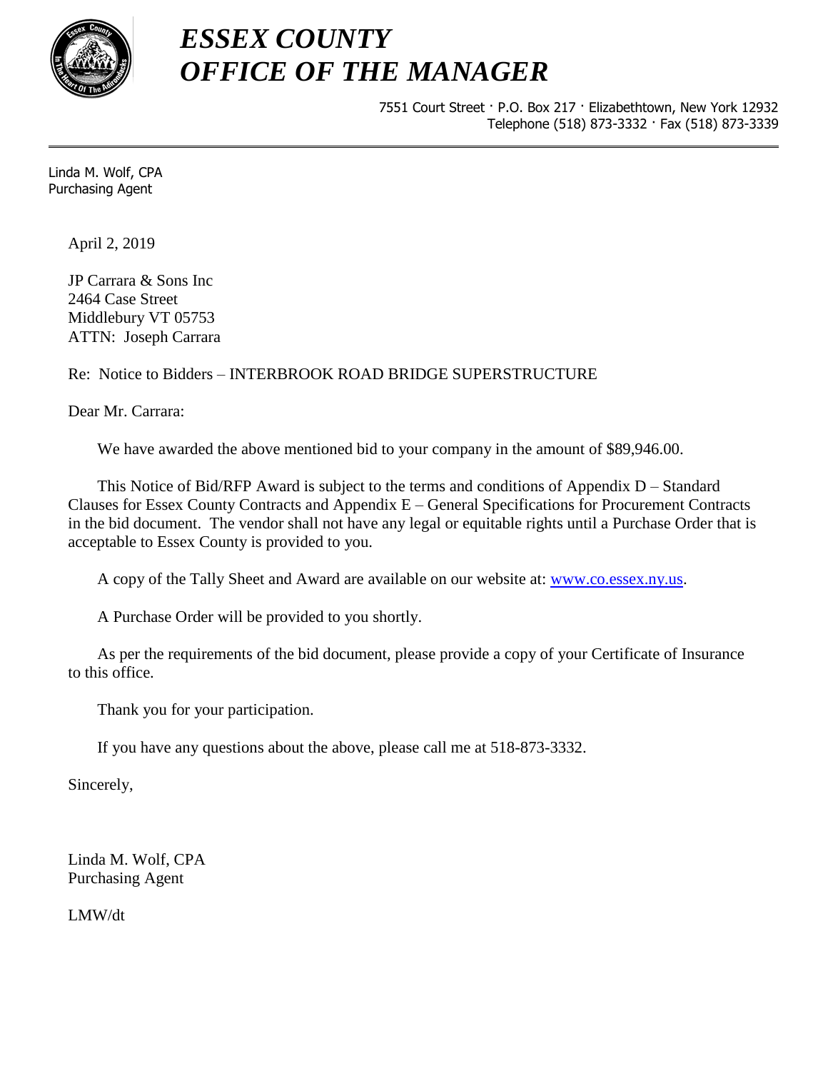# *ESSEX COUNTY*
# *OFFICE OF THE MANAGER*

7551 Court Street · P.O. Box 217 · Elizabethtown, New York 12932
Telephone (518) 873-3332 · Fax (518) 873-3339

---

Linda M. Wolf, CPA
Purchasing Agent

April 2, 2019

JP Carrara & Sons Inc
2464 Case Street
Middlebury VT 05753
ATTN: Joseph Carrara

Re: Notice to Bidders – INTERBROOK ROAD BRIDGE SUPERSTRUCTURE

Dear Mr. Carrara:

We have awarded the above mentioned bid to your company in the amount of $89,946.00.

This Notice of Bid/RFP Award is subject to the terms and conditions of Appendix D – Standard Clauses for Essex County Contracts and Appendix E – General Specifications for Procurement Contracts in the bid document. The vendor shall not have any legal or equitable rights until a Purchase Order that is acceptable to Essex County is provided to you.

A copy of the Tally Sheet and Award are available on our website at: www.co.essex.ny.us.

A Purchase Order will be provided to you shortly.

As per the requirements of the bid document, please provide a copy of your Certificate of Insurance to this office.

Thank you for your participation.

If you have any questions about the above, please call me at 518-873-3332.

Sincerely,

Linda M. Wolf, CPA
Purchasing Agent

LMW/dt